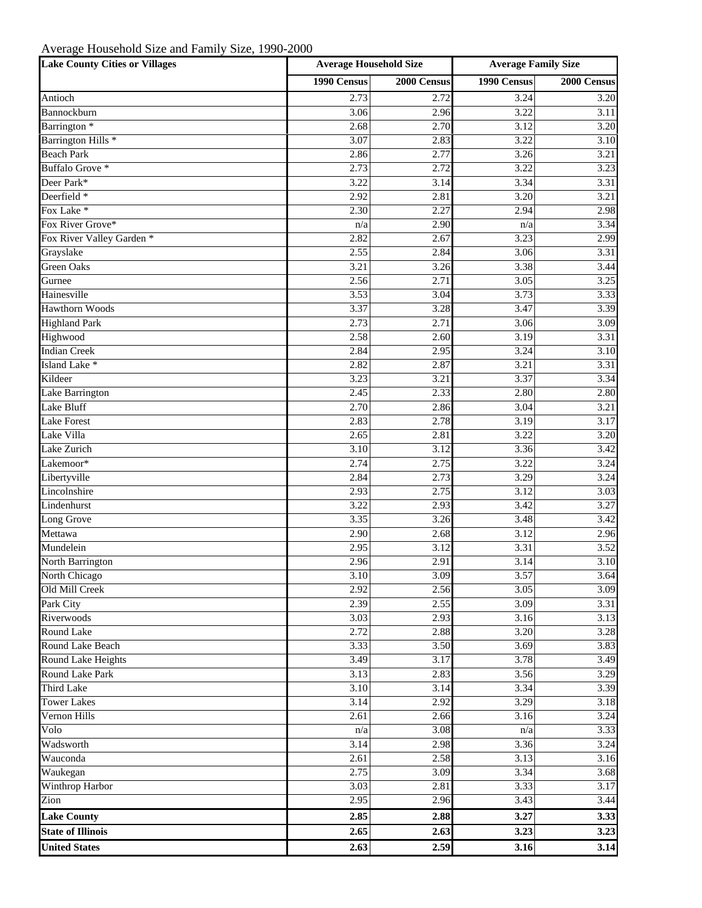Average Household Size and Family Size, 1990-2000

| Lake County Cities or Villages | Average Household Size | | Average Family Size | |
|---|---|---|---|---|
| | 1990 Census | 2000 Census | 1990 Census | 2000 Census |
| Antioch | 2.73 | 2.72 | 3.24 | 3.20 |
| Bannockburn | 3.06 | 2.96 | 3.22 | 3.11 |
| Barrington * | 2.68 | 2.70 | 3.12 | 3.20 |
| Barrington Hills * | 3.07 | 2.83 | 3.22 | 3.10 |
| Beach Park | 2.86 | 2.77 | 3.26 | 3.21 |
| Buffalo Grove * | 2.73 | 2.72 | 3.22 | 3.23 |
| Deer Park* | 3.22 | 3.14 | 3.34 | 3.31 |
| Deerfield * | 2.92 | 2.81 | 3.20 | 3.21 |
| Fox Lake * | 2.30 | 2.27 | 2.94 | 2.98 |
| Fox River Grove* | n/a | 2.90 | n/a | 3.34 |
| Fox River Valley Garden * | 2.82 | 2.67 | 3.23 | 2.99 |
| Grayslake | 2.55 | 2.84 | 3.06 | 3.31 |
| Green Oaks | 3.21 | 3.26 | 3.38 | 3.44 |
| Gurnee | 2.56 | 2.71 | 3.05 | 3.25 |
| Hainesville | 3.53 | 3.04 | 3.73 | 3.33 |
| Hawthorn Woods | 3.37 | 3.28 | 3.47 | 3.39 |
| Highland Park | 2.73 | 2.71 | 3.06 | 3.09 |
| Highwood | 2.58 | 2.60 | 3.19 | 3.31 |
| Indian Creek | 2.84 | 2.95 | 3.24 | 3.10 |
| Island Lake * | 2.82 | 2.87 | 3.21 | 3.31 |
| Kildeer | 3.23 | 3.21 | 3.37 | 3.34 |
| Lake Barrington | 2.45 | 2.33 | 2.80 | 2.80 |
| Lake Bluff | 2.70 | 2.86 | 3.04 | 3.21 |
| Lake Forest | 2.83 | 2.78 | 3.19 | 3.17 |
| Lake Villa | 2.65 | 2.81 | 3.22 | 3.20 |
| Lake Zurich | 3.10 | 3.12 | 3.36 | 3.42 |
| Lakemoor* | 2.74 | 2.75 | 3.22 | 3.24 |
| Libertyville | 2.84 | 2.73 | 3.29 | 3.24 |
| Lincolnshire | 2.93 | 2.75 | 3.12 | 3.03 |
| Lindenhurst | 3.22 | 2.93 | 3.42 | 3.27 |
| Long Grove | 3.35 | 3.26 | 3.48 | 3.42 |
| Mettawa | 2.90 | 2.68 | 3.12 | 2.96 |
| Mundelein | 2.95 | 3.12 | 3.31 | 3.52 |
| North Barrington | 2.96 | 2.91 | 3.14 | 3.10 |
| North Chicago | 3.10 | 3.09 | 3.57 | 3.64 |
| Old Mill Creek | 2.92 | 2.56 | 3.05 | 3.09 |
| Park City | 2.39 | 2.55 | 3.09 | 3.31 |
| Riverwoods | 3.03 | 2.93 | 3.16 | 3.13 |
| Round Lake | 2.72 | 2.88 | 3.20 | 3.28 |
| Round Lake Beach | 3.33 | 3.50 | 3.69 | 3.83 |
| Round Lake Heights | 3.49 | 3.17 | 3.78 | 3.49 |
| Round Lake Park | 3.13 | 2.83 | 3.56 | 3.29 |
| Third Lake | 3.10 | 3.14 | 3.34 | 3.39 |
| Tower Lakes | 3.14 | 2.92 | 3.29 | 3.18 |
| Vernon Hills | 2.61 | 2.66 | 3.16 | 3.24 |
| Volo | n/a | 3.08 | n/a | 3.33 |
| Wadsworth | 3.14 | 2.98 | 3.36 | 3.24 |
| Wauconda | 2.61 | 2.58 | 3.13 | 3.16 |
| Waukegan | 2.75 | 3.09 | 3.34 | 3.68 |
| Winthrop Harbor | 3.03 | 2.81 | 3.33 | 3.17 |
| Zion | 2.95 | 2.96 | 3.43 | 3.44 |
| **Lake County** | **2.85** | **2.88** | **3.27** | **3.33** |
| **State of Illinois** | **2.65** | **2.63** | **3.23** | **3.23** |
| **United States** | **2.63** | **2.59** | **3.16** | **3.14** |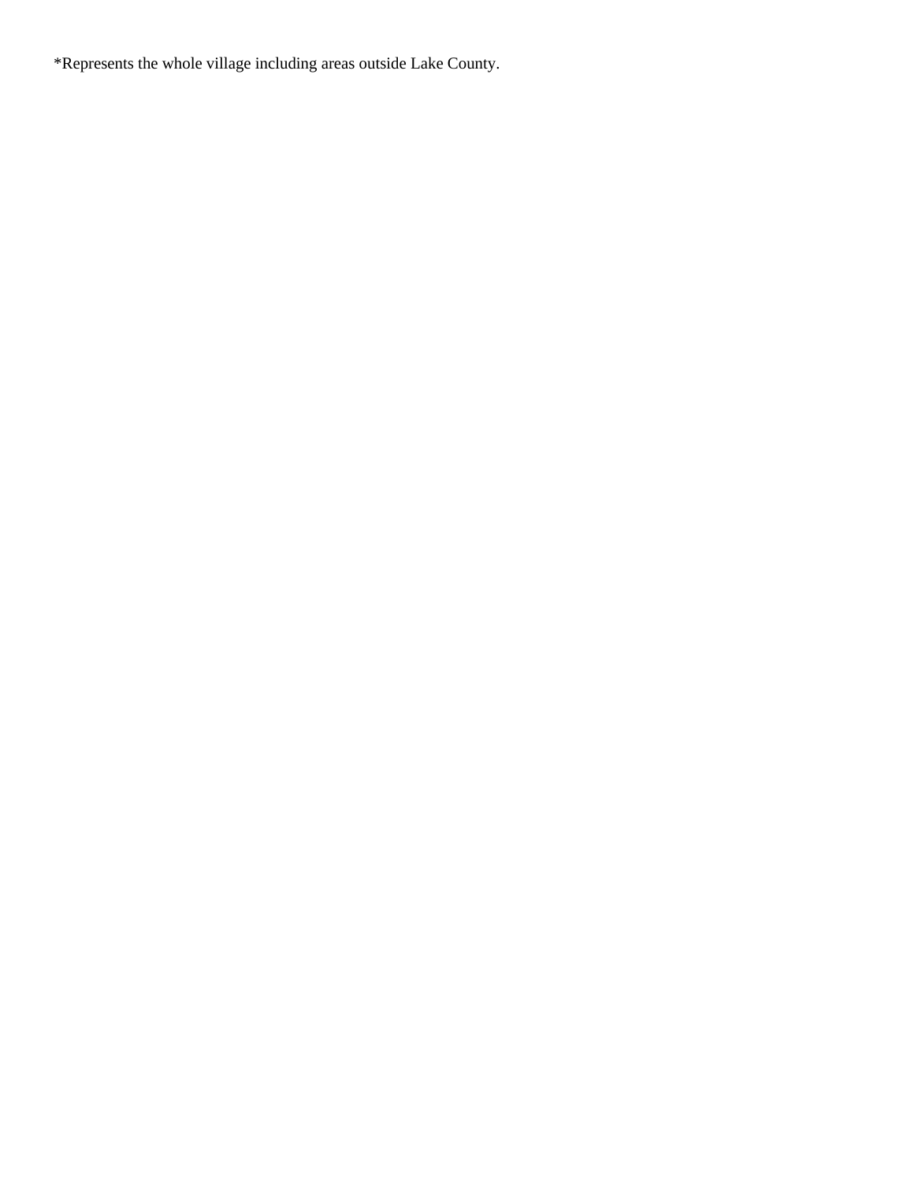*Represents the whole village including areas outside Lake County.